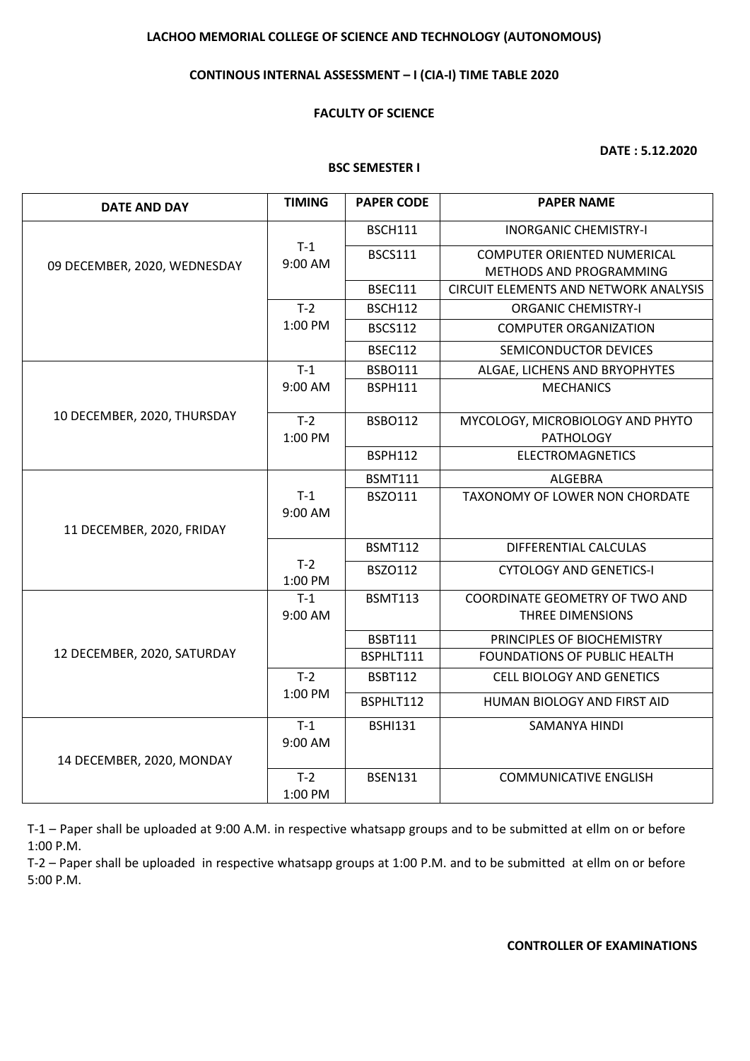**LACHOO MEMORIAL COLLEGE OF SCIENCE AND TECHNOLOGY (AUTONOMOUS)**

**CONTINOUS INTERNAL ASSESSMENT – I (CIA-I) TIME TABLE 2020**

**FACULTY OF SCIENCE**

**DATE : 5.12.2020**

**BSC SEMESTER I**

| DATE AND DAY | TIMING | PAPER CODE | PAPER NAME |
|---|---|---|---|
| 09 DECEMBER, 2020, WEDNESDAY | T-1 9:00 AM | BSCH111 | INORGANIC CHEMISTRY-I |
| | | BSCS111 | COMPUTER ORIENTED NUMERICAL METHODS AND PROGRAMMING |
| | | BSEC111 | CIRCUIT ELEMENTS AND NETWORK ANALYSIS |
| | T-2 1:00 PM | BSCH112 | ORGANIC CHEMISTRY-I |
| | | BSCS112 | COMPUTER ORGANIZATION |
| | | BSEC112 | SEMICONDUCTOR DEVICES |
| 10 DECEMBER, 2020, THURSDAY | T-1 9:00 AM | BSBO111 | ALGAE, LICHENS AND BRYOPHYTES |
| | | BSPH111 | MECHANICS |
| | T-2 1:00 PM | BSBO112 | MYCOLOGY, MICROBIOLOGY AND PHYTO PATHOLOGY |
| | | BSPH112 | ELECTROMAGNETICS |
| 11 DECEMBER, 2020, FRIDAY | T-1 9:00 AM | BSMT111 | ALGEBRA |
| | | BSZO111 | TAXONOMY OF LOWER NON CHORDATE |
| | T-2 1:00 PM | BSMT112 | DIFFERENTIAL CALCULAS |
| | | BSZO112 | CYTOLOGY AND GENETICS-I |
| 12 DECEMBER, 2020, SATURDAY | T-1 9:00 AM | BSMT113 | COORDINATE GEOMETRY OF TWO AND THREE DIMENSIONS |
| | | BSBT111 | PRINCIPLES OF BIOCHEMISTRY |
| | | BSPHLT111 | FOUNDATIONS OF PUBLIC HEALTH |
| | T-2 1:00 PM | BSBT112 | CELL BIOLOGY AND GENETICS |
| | | BSPHLT112 | HUMAN BIOLOGY AND FIRST AID |
| 14 DECEMBER, 2020, MONDAY | T-1 9:00 AM | BSHI131 | SAMANYA HINDI |
| | T-2 1:00 PM | BSEN131 | COMMUNICATIVE ENGLISH |

T-1 – Paper shall be uploaded at 9:00 A.M. in respective whatsapp groups and to be submitted at ellm on or before 1:00 P.M.

T-2 – Paper shall be uploaded in respective whatsapp groups at 1:00 P.M. and to be submitted at ellm on or before 5:00 P.M.

**CONTROLLER OF EXAMINATIONS**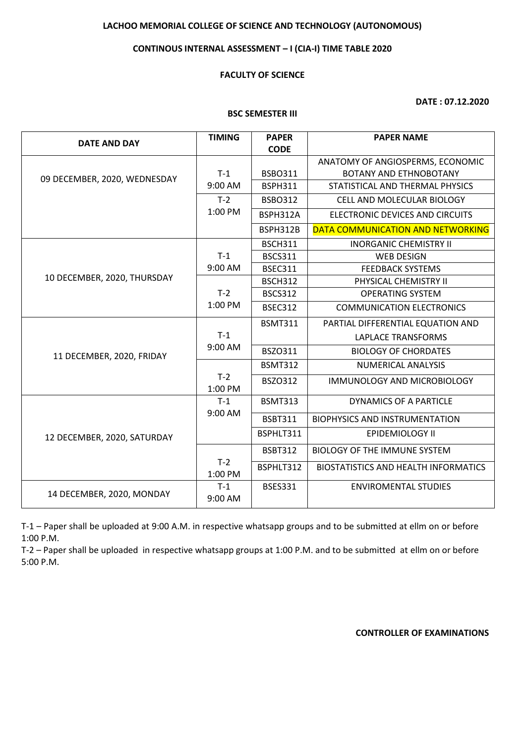**LACHOO MEMORIAL COLLEGE OF SCIENCE AND TECHNOLOGY (AUTONOMOUS)**

**CONTINOUS INTERNAL ASSESSMENT – I (CIA-I) TIME TABLE 2020**

**FACULTY OF SCIENCE**

**DATE : 07.12.2020**

**BSC SEMESTER III**

| DATE AND DAY | TIMING | PAPER CODE | PAPER NAME |
|---|---|---|---|
| 09 DECEMBER, 2020, WEDNESDAY | T-1 9:00 AM | BSBO311 | ANATOMY OF ANGIOSPERMS, ECONOMIC BOTANY AND ETHNOBOTANY |
| | | BSPH311 | STATISTICAL AND THERMAL PHYSICS |
| | T-2 1:00 PM | BSBO312 | CELL AND MOLECULAR BIOLOGY |
| | | BSPH312A | ELECTRONIC DEVICES AND CIRCUITS |
| | | BSPH312B | DATA COMMUNICATION AND NETWORKING |
| 10 DECEMBER, 2020, THURSDAY | T-1 9:00 AM | BSCH311 | INORGANIC CHEMISTRY II |
| | | BSCS311 | WEB DESIGN |
| | | BSEC311 | FEEDBACK SYSTEMS |
| | T-2 1:00 PM | BSCH312 | PHYSICAL CHEMISTRY II |
| | | BSCS312 | OPERATING SYSTEM |
| | | BSEC312 | COMMUNICATION ELECTRONICS |
| 11 DECEMBER, 2020, FRIDAY | T-1 9:00 AM | BSMT311 | PARTIAL DIFFERENTIAL EQUATION AND LAPLACE TRANSFORMS |
| | | BSZO311 | BIOLOGY OF CHORDATES |
| | T-2 1:00 PM | BSMT312 | NUMERICAL ANALYSIS |
| | | BSZO312 | IMMUNOLOGY AND MICROBIOLOGY |
| 12 DECEMBER, 2020, SATURDAY | T-1 9:00 AM | BSMT313 | DYNAMICS OF A PARTICLE |
| | | BSBT311 | BIOPHYSICS AND INSTRUMENTATION |
| | | BSPHLT311 | EPIDEMIOLOGY II |
| | T-2 1:00 PM | BSBT312 | BIOLOGY OF THE IMMUNE SYSTEM |
| | | BSPHLT312 | BIOSTATISTICS AND HEALTH INFORMATICS |
| 14 DECEMBER, 2020, MONDAY | T-1 9:00 AM | BSES331 | ENVIROMENTAL STUDIES |

T-1 – Paper shall be uploaded at 9:00 A.M. in respective whatsapp groups and to be submitted at ellm on or before 1:00 P.M.

T-2 – Paper shall be uploaded in respective whatsapp groups at 1:00 P.M. and to be submitted at ellm on or before 5:00 P.M.

**CONTROLLER OF EXAMINATIONS**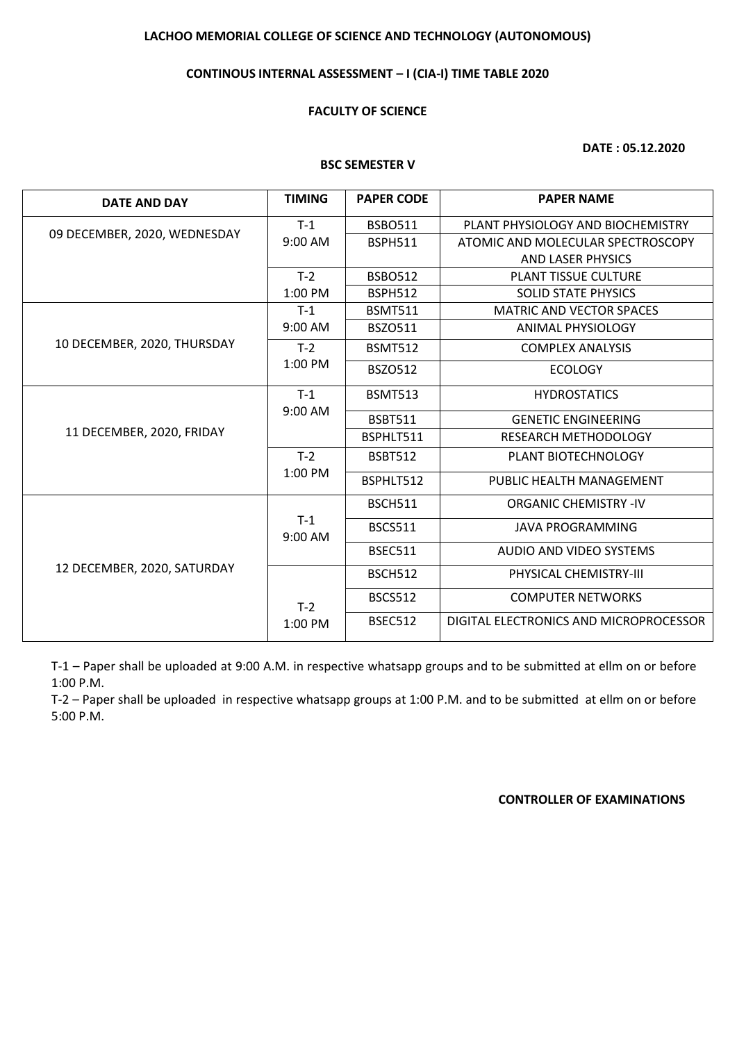**LACHOO MEMORIAL COLLEGE OF SCIENCE AND TECHNOLOGY (AUTONOMOUS)**

**CONTINOUS INTERNAL ASSESSMENT – I (CIA-I) TIME TABLE 2020**

**FACULTY OF SCIENCE**

**DATE : 05.12.2020**

**BSC SEMESTER V**

| DATE AND DAY | TIMING | PAPER CODE | PAPER NAME |
|---|---|---|---|
| 09 DECEMBER, 2020, WEDNESDAY | T-1 9:00 AM | BSBO511 | PLANT PHYSIOLOGY AND BIOCHEMISTRY |
| | | BSPH511 | ATOMIC AND MOLECULAR SPECTROSCOPY AND LASER PHYSICS |
| | T-2 1:00 PM | BSBO512 | PLANT TISSUE CULTURE |
| | | BSPH512 | SOLID STATE PHYSICS |
| 10 DECEMBER, 2020, THURSDAY | T-1 9:00 AM | BSMT511 | MATRIC AND VECTOR SPACES |
| | | BSZO511 | ANIMAL PHYSIOLOGY |
| | T-2 1:00 PM | BSMT512 | COMPLEX ANALYSIS |
| | | BSZO512 | ECOLOGY |
| 11 DECEMBER, 2020, FRIDAY | T-1 9:00 AM | BSMT513 | HYDROSTATICS |
| | | BSBT511 | GENETIC ENGINEERING |
| | | BSPHLT511 | RESEARCH METHODOLOGY |
| | T-2 1:00 PM | BSBT512 | PLANT BIOTECHNOLOGY |
| | | BSPHLT512 | PUBLIC HEALTH MANAGEMENT |
| 12 DECEMBER, 2020, SATURDAY | T-1 9:00 AM | BSCH511 | ORGANIC CHEMISTRY -IV |
| | | BSCS511 | JAVA PROGRAMMING |
| | | BSEC511 | AUDIO AND VIDEO SYSTEMS |
| | T-2 1:00 PM | BSCH512 | PHYSICAL CHEMISTRY-III |
| | | BSCS512 | COMPUTER NETWORKS |
| | | BSEC512 | DIGITAL ELECTRONICS AND MICROPROCESSOR |

T-1 – Paper shall be uploaded at 9:00 A.M. in respective whatsapp groups and to be submitted at ellm on or before 1:00 P.M.

T-2 – Paper shall be uploaded in respective whatsapp groups at 1:00 P.M. and to be submitted at ellm on or before 5:00 P.M.

**CONTROLLER OF EXAMINATIONS**